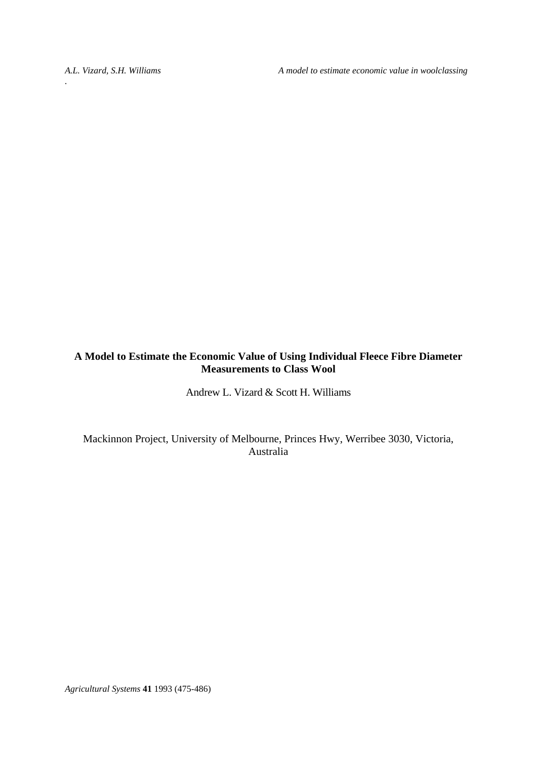# A Model to Estimate the Economic Value of Using Individual Fleece Fibre Diameter Measurements to Class Wool

Andrew L. Vizard & Scott H. Williams

Mackinnon Project, University of Melbourne, Princes Hwy, Werribee 3030, Victoria, Australia

*Agricultural Systems* **41** 1993 (475-486)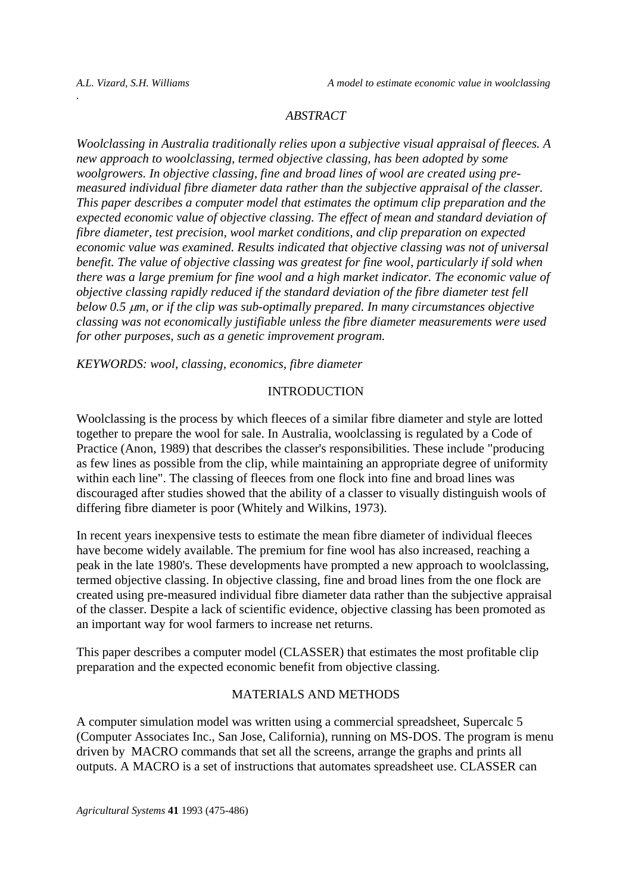## ABSTRACT

*Woolclassing in Australia traditionally relies upon a subjective visual appraisal of fleeces. A new approach to woolclassing, termed objective classing, has been adopted by some woolgrowers. In objective classing, fine and broad lines of wool are created using pre-measured individual fibre diameter data rather than the subjective appraisal of the classer. This paper describes a computer model that estimates the optimum clip preparation and the expected economic value of objective classing. The effect of mean and standard deviation of fibre diameter, test precision, wool market conditions, and clip preparation on expected economic value was examined. Results indicated that objective classing was not of universal benefit. The value of objective classing was greatest for fine wool, particularly if sold when there was a large premium for fine wool and a high market indicator. The economic value of objective classing rapidly reduced if the standard deviation of the fibre diameter test fell below 0.5 $\mu$m, or if the clip was sub-optimally prepared. In many circumstances objective classing was not economically justifiable unless the fibre diameter measurements were used for other purposes, such as a genetic improvement program.*

*KEYWORDS: wool, classing, economics, fibre diameter*

## INTRODUCTION

Woolclassing is the process by which fleeces of a similar fibre diameter and style are lotted together to prepare the wool for sale. In Australia, woolclassing is regulated by a Code of Practice (Anon, 1989) that describes the classer's responsibilities. These include "producing as few lines as possible from the clip, while maintaining an appropriate degree of uniformity within each line". The classing of fleeces from one flock into fine and broad lines was discouraged after studies showed that the ability of a classer to visually distinguish wools of differing fibre diameter is poor (Whitely and Wilkins, 1973).

In recent years inexpensive tests to estimate the mean fibre diameter of individual fleeces have become widely available. The premium for fine wool has also increased, reaching a peak in the late 1980's. These developments have prompted a new approach to woolclassing, termed objective classing. In objective classing, fine and broad lines from the one flock are created using pre-measured individual fibre diameter data rather than the subjective appraisal of the classer. Despite a lack of scientific evidence, objective classing has been promoted as an important way for wool farmers to increase net returns.

This paper describes a computer model (CLASSER) that estimates the most profitable clip preparation and the expected economic benefit from objective classing.

## MATERIALS AND METHODS

A computer simulation model was written using a commercial spreadsheet, Supercalc 5 (Computer Associates Inc., San Jose, California), running on MS-DOS. The program is menu driven by MACRO commands that set all the screens, arrange the graphs and prints all outputs. A MACRO is a set of instructions that automates spreadsheet use. CLASSER can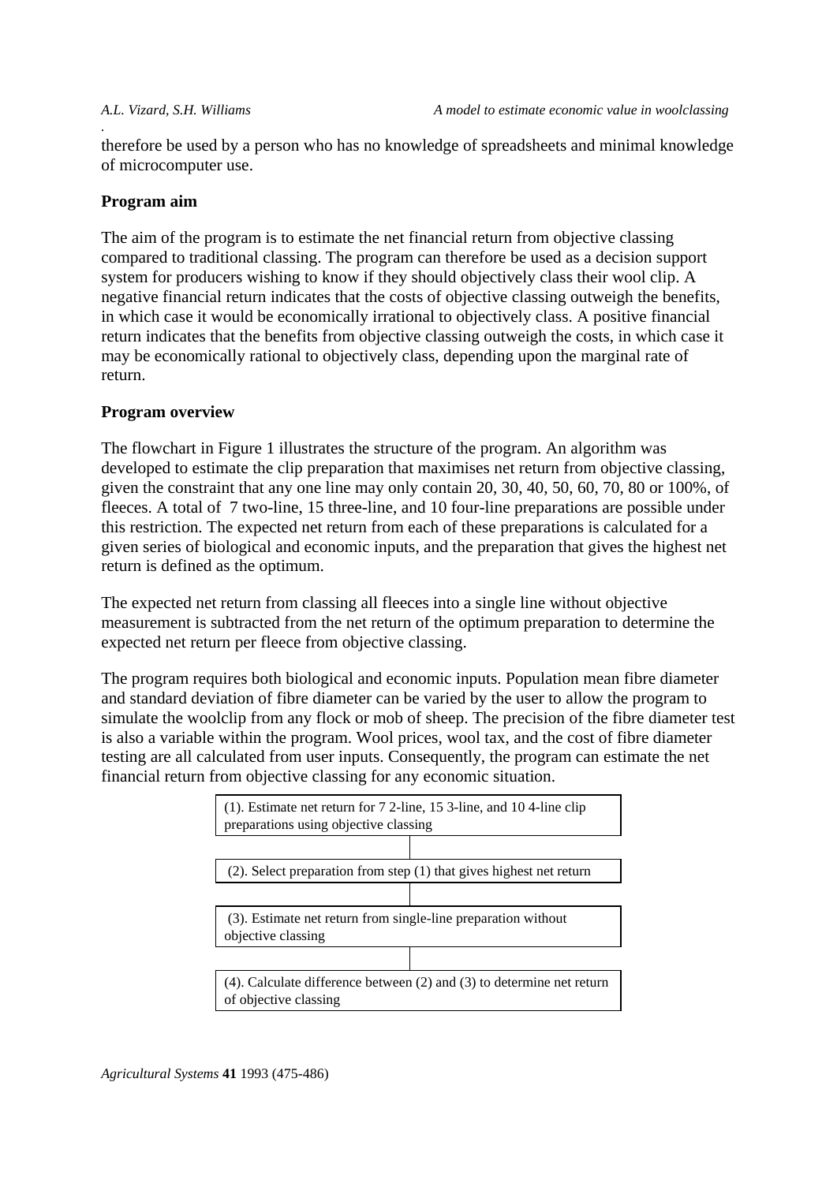therefore be used by a person who has no knowledge of spreadsheets and minimal knowledge of microcomputer use.

**Program aim**

The aim of the program is to estimate the net financial return from objective classing compared to traditional classing. The program can therefore be used as a decision support system for producers wishing to know if they should objectively class their wool clip. A negative financial return indicates that the costs of objective classing outweigh the benefits, in which case it would be economically irrational to objectively class. A positive financial return indicates that the benefits from objective classing outweigh the costs, in which case it may be economically rational to objectively class, depending upon the marginal rate of return.

**Program overview**

The flowchart in Figure 1 illustrates the structure of the program. An algorithm was developed to estimate the clip preparation that maximises net return from objective classing, given the constraint that any one line may only contain 20, 30, 40, 50, 60, 70, 80 or 100%, of fleeces. A total of 7 two-line, 15 three-line, and 10 four-line preparations are possible under this restriction. The expected net return from each of these preparations is calculated for a given series of biological and economic inputs, and the preparation that gives the highest net return is defined as the optimum.

The expected net return from classing all fleeces into a single line without objective measurement is subtracted from the net return of the optimum preparation to determine the expected net return per fleece from objective classing.

The program requires both biological and economic inputs. Population mean fibre diameter and standard deviation of fibre diameter can be varied by the user to allow the program to simulate the woolclip from any flock or mob of sheep. The precision of the fibre diameter test is also a variable within the program. Wool prices, wool tax, and the cost of fibre diameter testing are all calculated from user inputs. Consequently, the program can estimate the net financial return from objective classing for any economic situation.

(1). Estimate net return for 7 2-line, 15 3-line, and 10 4-line clip preparations using objective classing

(2). Select preparation from step (1) that gives highest net return

(3). Estimate net return from single-line preparation without objective classing

(4). Calculate difference between (2) and (3) to determine net return of objective classing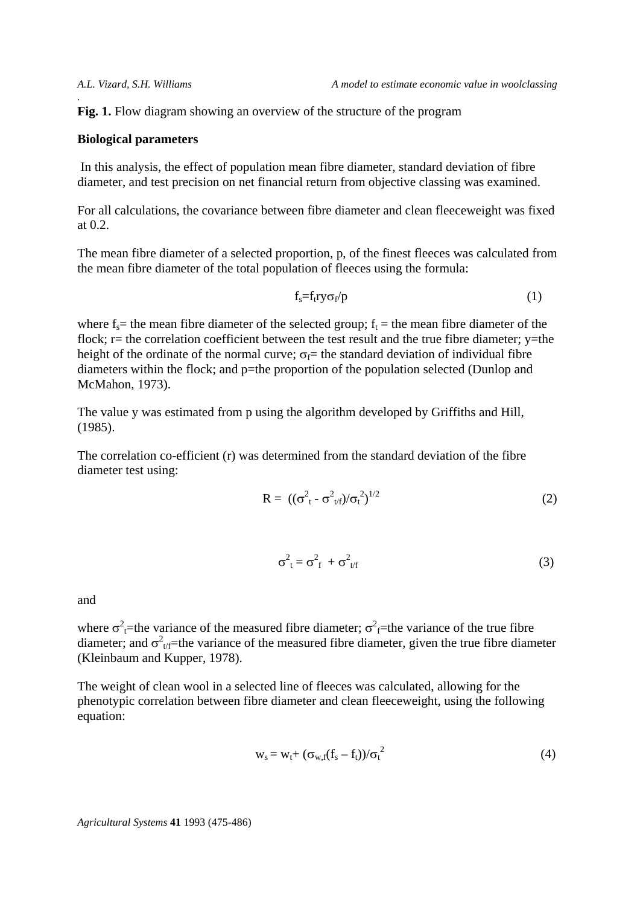**Fig. 1.** Flow diagram showing an overview of the structure of the program

**Biological parameters**

In this analysis, the effect of population mean fibre diameter, standard deviation of fibre diameter, and test precision on net financial return from objective classing was examined.

For all calculations, the covariance between fibre diameter and clean fleeceweight was fixed at 0.2.

The mean fibre diameter of a selected proportion, p, of the finest fleeces was calculated from the mean fibre diameter of the total population of fleeces using the formula:

$$f_s = f_t r y \sigma_f / p \tag{1}$$

where $f_s$= the mean fibre diameter of the selected group; $f_t$ = the mean fibre diameter of the flock; r= the correlation coefficient between the test result and the true fibre diameter; y=the height of the ordinate of the normal curve; $\sigma_f$= the standard deviation of individual fibre diameters within the flock; and p=the proportion of the population selected (Dunlop and McMahon, 1973).

The value y was estimated from p using the algorithm developed by Griffiths and Hill, (1985).

The correlation co-efficient (r) was determined from the standard deviation of the fibre diameter test using:

$$R = ((\sigma^2_t - \sigma^2_{t/f})/\sigma_t^2)^{1/2} \tag{2}$$

$$\sigma^2_t = \sigma^2_f + \sigma^2_{t/f} \tag{3}$$

and

where $\sigma^2_t$=the variance of the measured fibre diameter; $\sigma^2_f$=the variance of the true fibre diameter; and $\sigma^2_{t/f}$=the variance of the measured fibre diameter, given the true fibre diameter (Kleinbaum and Kupper, 1978).

The weight of clean wool in a selected line of fleeces was calculated, allowing for the phenotypic correlation between fibre diameter and clean fleeceweight, using the following equation:

$$w_s = w_t + (\sigma_{w,f}(f_s - f_t))/\sigma_t^2 \tag{4}$$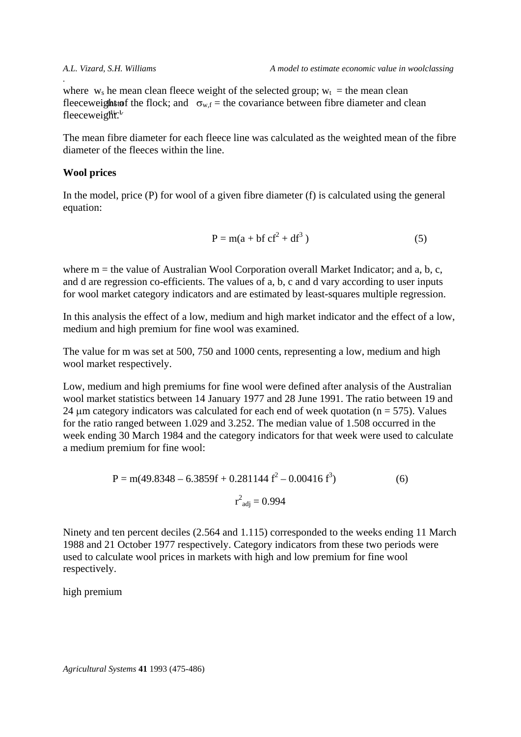where $w_s$ he mean clean fleece weight of the selected group; $w_t$ = the mean clean fleeceweights of the flock; and $\sigma_{w,f}$ = the covariance between fibre diameter and clean fleeceweight.

The mean fibre diameter for each fleece line was calculated as the weighted mean of the fibre diameter of the fleeces within the line.

**Wool prices**

In the model, price (P) for wool of a given fibre diameter (f) is calculated using the general equation:

$$P = m(a + bf\ cf^2 + df^3) \qquad (5)$$

where m = the value of Australian Wool Corporation overall Market Indicator; and a, b, c, and d are regression co-efficients. The values of a, b, c and d vary according to user inputs for wool market category indicators and are estimated by least-squares multiple regression.

In this analysis the effect of a low, medium and high market indicator and the effect of a low, medium and high premium for fine wool was examined.

The value for m was set at 500, 750 and 1000 cents, representing a low, medium and high wool market respectively.

Low, medium and high premiums for fine wool were defined after analysis of the Australian wool market statistics between 14 January 1977 and 28 June 1991. The ratio between 19 and 24 μm category indicators was calculated for each end of week quotation (n = 575). Values for the ratio ranged between 1.029 and 3.252. The median value of 1.508 occurred in the week ending 30 March 1984 and the category indicators for that week were used to calculate a medium premium for fine wool:

$$P = m(49.8348 - 6.3859f + 0.281144\ f^2 - 0.00416\ f^3) \qquad (6)$$

$$r^2_{adj} = 0.994$$

Ninety and ten percent deciles (2.564 and 1.115) corresponded to the weeks ending 11 March 1988 and 21 October 1977 respectively. Category indicators from these two periods were used to calculate wool prices in markets with high and low premium for fine wool respectively.

high premium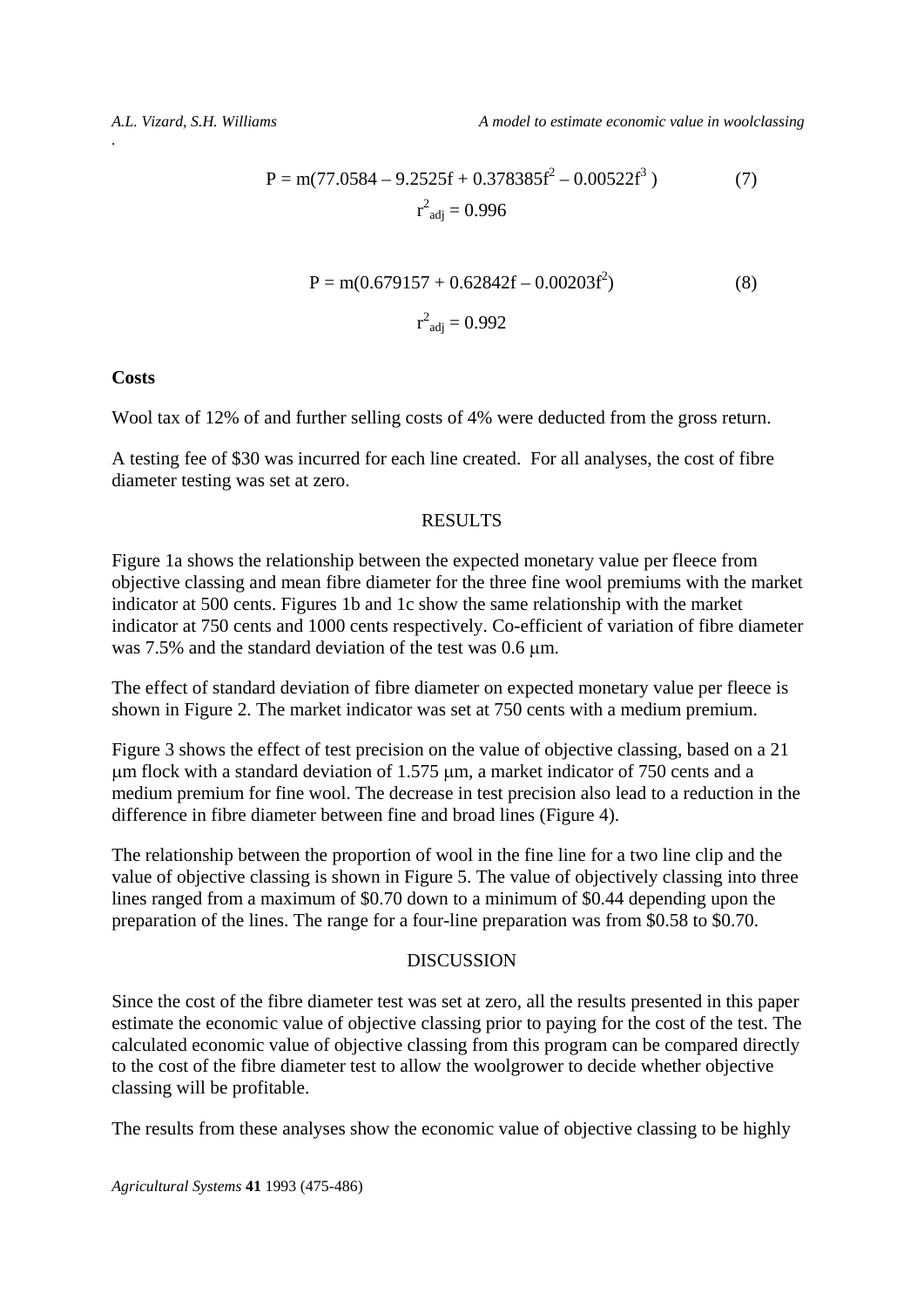$$P = m(77.0584 – 9.2525f + 0.378385f^2 – 0.00522f^3 ) \quad (7)$$

$$r^2_{adj} = 0.996$$

$$P = m(0.679157 + 0.62842f – 0.00203f^2) \quad (8)$$

$$r^2_{adj} = 0.992$$

**Costs**

Wool tax of 12% of and further selling costs of 4% were deducted from the gross return.

A testing fee of $30 was incurred for each line created. For all analyses, the cost of fibre diameter testing was set at zero.

## RESULTS

Figure 1a shows the relationship between the expected monetary value per fleece from objective classing and mean fibre diameter for the three fine wool premiums with the market indicator at 500 cents. Figures 1b and 1c show the same relationship with the market indicator at 750 cents and 1000 cents respectively. Co-efficient of variation of fibre diameter was 7.5% and the standard deviation of the test was 0.6 μm.

The effect of standard deviation of fibre diameter on expected monetary value per fleece is shown in Figure 2. The market indicator was set at 750 cents with a medium premium.

Figure 3 shows the effect of test precision on the value of objective classing, based on a 21 μm flock with a standard deviation of 1.575 μm, a market indicator of 750 cents and a medium premium for fine wool. The decrease in test precision also lead to a reduction in the difference in fibre diameter between fine and broad lines (Figure 4).

The relationship between the proportion of wool in the fine line for a two line clip and the value of objective classing is shown in Figure 5. The value of objectively classing into three lines ranged from a maximum of $0.70 down to a minimum of $0.44 depending upon the preparation of the lines. The range for a four-line preparation was from $0.58 to $0.70.

## DISCUSSION

Since the cost of the fibre diameter test was set at zero, all the results presented in this paper estimate the economic value of objective classing prior to paying for the cost of the test. The calculated economic value of objective classing from this program can be compared directly to the cost of the fibre diameter test to allow the woolgrower to decide whether objective classing will be profitable.

The results from these analyses show the economic value of objective classing to be highly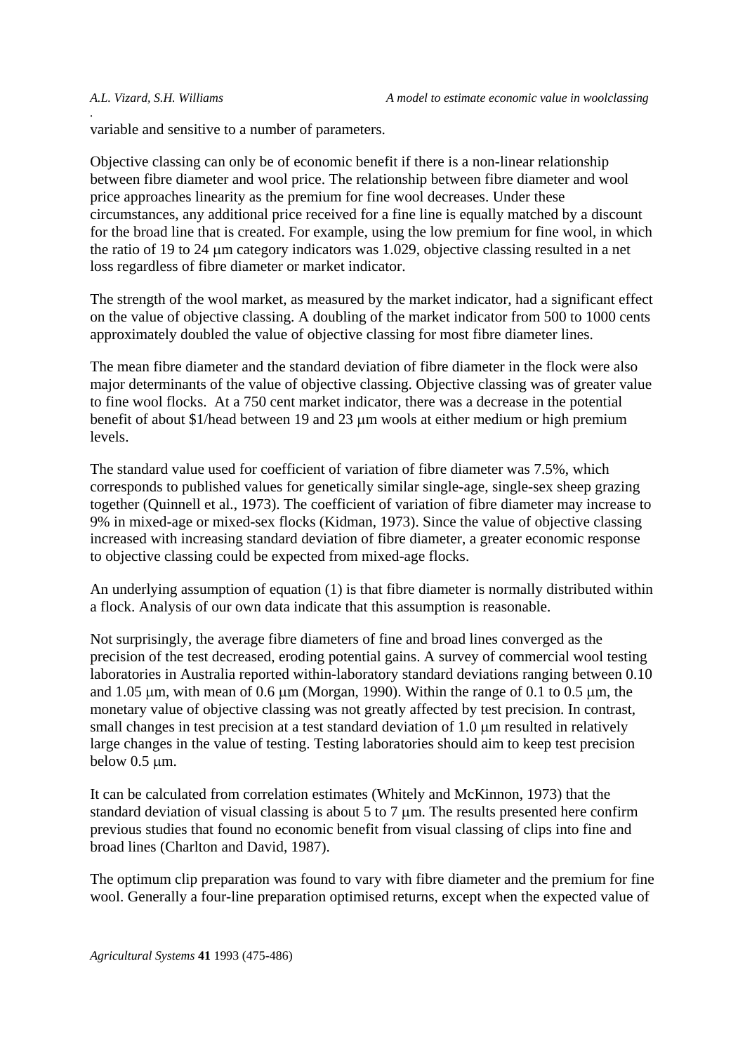variable and sensitive to a number of parameters.

Objective classing can only be of economic benefit if there is a non-linear relationship between fibre diameter and wool price. The relationship between fibre diameter and wool price approaches linearity as the premium for fine wool decreases. Under these circumstances, any additional price received for a fine line is equally matched by a discount for the broad line that is created. For example, using the low premium for fine wool, in which the ratio of 19 to 24 μm category indicators was 1.029, objective classing resulted in a net loss regardless of fibre diameter or market indicator.

The strength of the wool market, as measured by the market indicator, had a significant effect on the value of objective classing. A doubling of the market indicator from 500 to 1000 cents approximately doubled the value of objective classing for most fibre diameter lines.

The mean fibre diameter and the standard deviation of fibre diameter in the flock were also major determinants of the value of objective classing. Objective classing was of greater value to fine wool flocks. At a 750 cent market indicator, there was a decrease in the potential benefit of about $1/head between 19 and 23 μm wools at either medium or high premium levels.

The standard value used for coefficient of variation of fibre diameter was 7.5%, which corresponds to published values for genetically similar single-age, single-sex sheep grazing together (Quinnell et al., 1973). The coefficient of variation of fibre diameter may increase to 9% in mixed-age or mixed-sex flocks (Kidman, 1973). Since the value of objective classing increased with increasing standard deviation of fibre diameter, a greater economic response to objective classing could be expected from mixed-age flocks.

An underlying assumption of equation (1) is that fibre diameter is normally distributed within a flock. Analysis of our own data indicate that this assumption is reasonable.

Not surprisingly, the average fibre diameters of fine and broad lines converged as the precision of the test decreased, eroding potential gains. A survey of commercial wool testing laboratories in Australia reported within-laboratory standard deviations ranging between 0.10 and 1.05 μm, with mean of 0.6 μm (Morgan, 1990). Within the range of 0.1 to 0.5 μm, the monetary value of objective classing was not greatly affected by test precision. In contrast, small changes in test precision at a test standard deviation of 1.0 μm resulted in relatively large changes in the value of testing. Testing laboratories should aim to keep test precision below 0.5 μm.

It can be calculated from correlation estimates (Whitely and McKinnon, 1973) that the standard deviation of visual classing is about 5 to 7 μm. The results presented here confirm previous studies that found no economic benefit from visual classing of clips into fine and broad lines (Charlton and David, 1987).

The optimum clip preparation was found to vary with fibre diameter and the premium for fine wool. Generally a four-line preparation optimised returns, except when the expected value of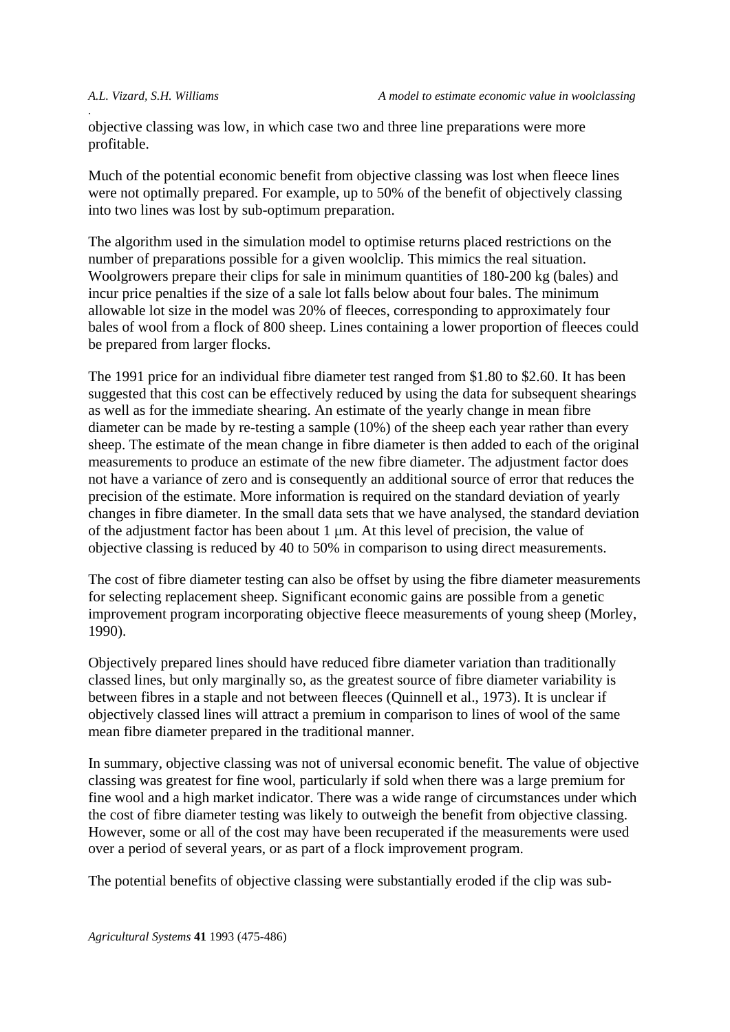objective classing was low, in which case two and three line preparations were more profitable.

Much of the potential economic benefit from objective classing was lost when fleece lines were not optimally prepared. For example, up to 50% of the benefit of objectively classing into two lines was lost by sub-optimum preparation.

The algorithm used in the simulation model to optimise returns placed restrictions on the number of preparations possible for a given woolclip. This mimics the real situation. Woolgrowers prepare their clips for sale in minimum quantities of 180-200 kg (bales) and incur price penalties if the size of a sale lot falls below about four bales. The minimum allowable lot size in the model was 20% of fleeces, corresponding to approximately four bales of wool from a flock of 800 sheep. Lines containing a lower proportion of fleeces could be prepared from larger flocks.

The 1991 price for an individual fibre diameter test ranged from \$1.80 to \$2.60. It has been suggested that this cost can be effectively reduced by using the data for subsequent shearings as well as for the immediate shearing. An estimate of the yearly change in mean fibre diameter can be made by re-testing a sample (10%) of the sheep each year rather than every sheep. The estimate of the mean change in fibre diameter is then added to each of the original measurements to produce an estimate of the new fibre diameter. The adjustment factor does not have a variance of zero and is consequently an additional source of error that reduces the precision of the estimate. More information is required on the standard deviation of yearly changes in fibre diameter. In the small data sets that we have analysed, the standard deviation of the adjustment factor has been about 1 μm. At this level of precision, the value of objective classing is reduced by 40 to 50% in comparison to using direct measurements.

The cost of fibre diameter testing can also be offset by using the fibre diameter measurements for selecting replacement sheep. Significant economic gains are possible from a genetic improvement program incorporating objective fleece measurements of young sheep (Morley, 1990).

Objectively prepared lines should have reduced fibre diameter variation than traditionally classed lines, but only marginally so, as the greatest source of fibre diameter variability is between fibres in a staple and not between fleeces (Quinnell et al., 1973). It is unclear if objectively classed lines will attract a premium in comparison to lines of wool of the same mean fibre diameter prepared in the traditional manner.

In summary, objective classing was not of universal economic benefit. The value of objective classing was greatest for fine wool, particularly if sold when there was a large premium for fine wool and a high market indicator. There was a wide range of circumstances under which the cost of fibre diameter testing was likely to outweigh the benefit from objective classing. However, some or all of the cost may have been recuperated if the measurements were used over a period of several years, or as part of a flock improvement program.

The potential benefits of objective classing were substantially eroded if the clip was sub-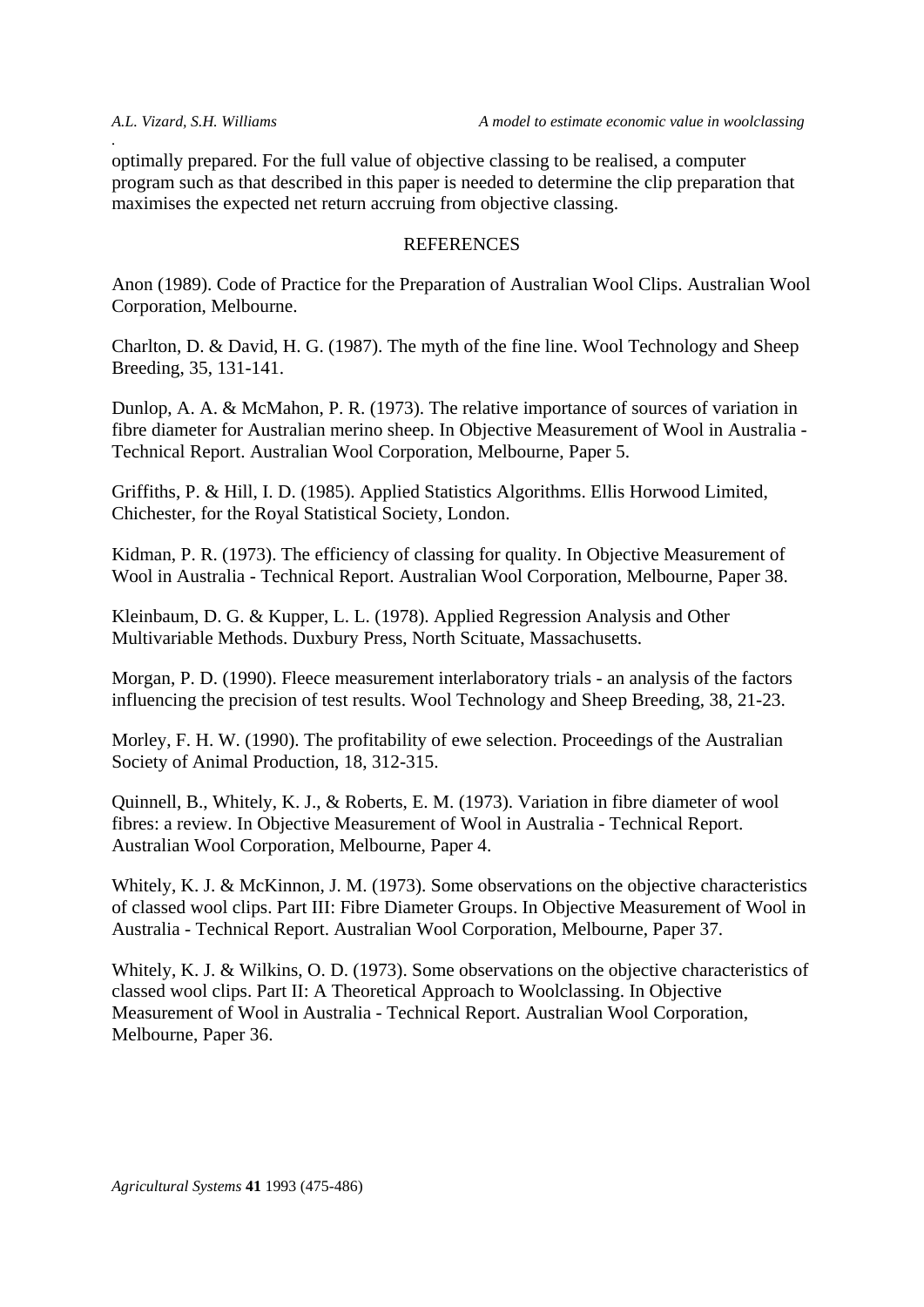optimally prepared. For the full value of objective classing to be realised, a computer program such as that described in this paper is needed to determine the clip preparation that maximises the expected net return accruing from objective classing.

## REFERENCES

Anon (1989). Code of Practice for the Preparation of Australian Wool Clips. Australian Wool Corporation, Melbourne.

Charlton, D. & David, H. G. (1987). The myth of the fine line. Wool Technology and Sheep Breeding, 35, 131-141.

Dunlop, A. A. & McMahon, P. R. (1973). The relative importance of sources of variation in fibre diameter for Australian merino sheep. In Objective Measurement of Wool in Australia - Technical Report. Australian Wool Corporation, Melbourne, Paper 5.

Griffiths, P. & Hill, I. D. (1985). Applied Statistics Algorithms. Ellis Horwood Limited, Chichester, for the Royal Statistical Society, London.

Kidman, P. R. (1973). The efficiency of classing for quality. In Objective Measurement of Wool in Australia - Technical Report. Australian Wool Corporation, Melbourne, Paper 38.

Kleinbaum, D. G. & Kupper, L. L. (1978). Applied Regression Analysis and Other Multivariable Methods. Duxbury Press, North Scituate, Massachusetts.

Morgan, P. D. (1990). Fleece measurement interlaboratory trials - an analysis of the factors influencing the precision of test results. Wool Technology and Sheep Breeding, 38, 21-23.

Morley, F. H. W. (1990). The profitability of ewe selection. Proceedings of the Australian Society of Animal Production, 18, 312-315.

Quinnell, B., Whitely, K. J., & Roberts, E. M. (1973). Variation in fibre diameter of wool fibres: a review. In Objective Measurement of Wool in Australia - Technical Report. Australian Wool Corporation, Melbourne, Paper 4.

Whitely, K. J. & McKinnon, J. M. (1973). Some observations on the objective characteristics of classed wool clips. Part III: Fibre Diameter Groups. In Objective Measurement of Wool in Australia - Technical Report. Australian Wool Corporation, Melbourne, Paper 37.

Whitely, K. J. & Wilkins, O. D. (1973). Some observations on the objective characteristics of classed wool clips. Part II: A Theoretical Approach to Woolclassing. In Objective Measurement of Wool in Australia - Technical Report. Australian Wool Corporation, Melbourne, Paper 36.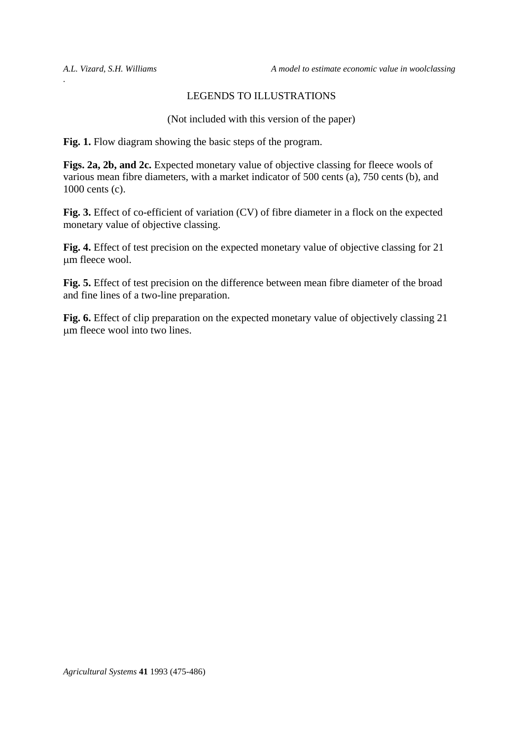## LEGENDS TO ILLUSTRATIONS

(Not included with this version of the paper)

**Fig. 1.** Flow diagram showing the basic steps of the program.

**Figs. 2a, 2b, and 2c.** Expected monetary value of objective classing for fleece wools of various mean fibre diameters, with a market indicator of 500 cents (a), 750 cents (b), and 1000 cents (c).

**Fig. 3.** Effect of co-efficient of variation (CV) of fibre diameter in a flock on the expected monetary value of objective classing.

**Fig. 4.** Effect of test precision on the expected monetary value of objective classing for 21 μm fleece wool.

**Fig. 5.** Effect of test precision on the difference between mean fibre diameter of the broad and fine lines of a two-line preparation.

**Fig. 6.** Effect of clip preparation on the expected monetary value of objectively classing 21 μm fleece wool into two lines.